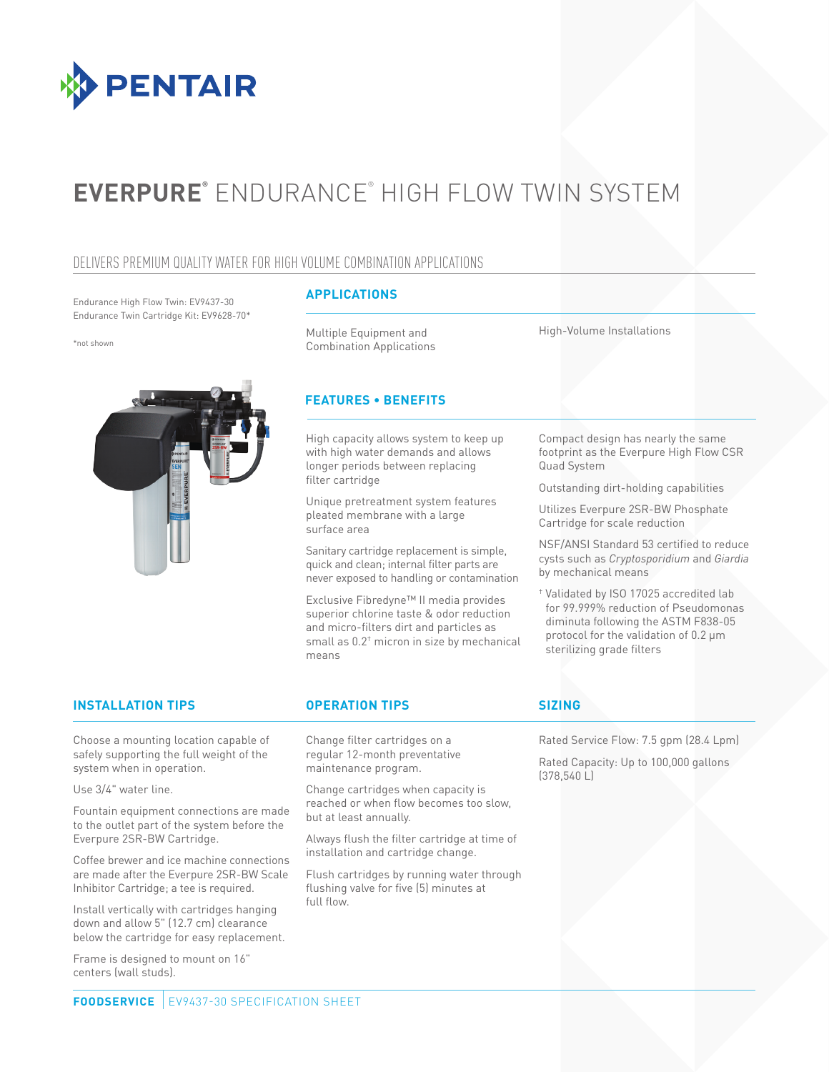PENTAIR

# EVERPURE® ENDURANCE® HIGH FLOW TWIN SYSTEM

## DELIVERS PREMIUM QUALITY WATER FOR HIGH VOLUME COMBINATION APPLICATIONS

Endurance High Flow Twin: EV9437-30
Endurance Twin Cartridge Kit: EV9628-70*

*not shown

### APPLICATIONS

- Multiple Equipment and Combination Applications
- High-Volume Installations

### FEATURES • BENEFITS

- High capacity allows system to keep up with high water demands and allows longer periods between replacing filter cartridge
- Unique pretreatment system features pleated membrane with a large surface area
- Sanitary cartridge replacement is simple, quick and clean; internal filter parts are never exposed to handling or contamination
- Exclusive Fibredyne™ II media provides superior chlorine taste & odor reduction and micro-filters dirt and particles as small as 0.2† micron in size by mechanical means
- Compact design has nearly the same footprint as the Everpure High Flow CSR Quad System
- Outstanding dirt-holding capabilities
- Utilizes Everpure 2SR-BW Phosphate Cartridge for scale reduction
- NSF/ANSI Standard 53 certified to reduce cysts such as *Cryptosporidium* and *Giardia* by mechanical means

† Validated by ISO 17025 accredited lab for 99.999% reduction of Pseudomonas diminuta following the ASTM F838-05 protocol for the validation of 0.2 μm sterilizing grade filters

### INSTALLATION TIPS

Choose a mounting location capable of safely supporting the full weight of the system when in operation.

Use 3/4" water line.

Fountain equipment connections are made to the outlet part of the system before the Everpure 2SR-BW Cartridge.

Coffee brewer and ice machine connections are made after the Everpure 2SR-BW Scale Inhibitor Cartridge; a tee is required.

Install vertically with cartridges hanging down and allow 5" (12.7 cm) clearance below the cartridge for easy replacement.

Frame is designed to mount on 16" centers (wall studs).

### OPERATION TIPS

Change filter cartridges on a regular 12-month preventative maintenance program.

Change cartridges when capacity is reached or when flow becomes too slow, but at least annually.

Always flush the filter cartridge at time of installation and cartridge change.

Flush cartridges by running water through flushing valve for five (5) minutes at full flow.

### SIZING

Rated Service Flow: 7.5 gpm (28.4 Lpm)

Rated Capacity: Up to 100,000 gallons (378,540 L)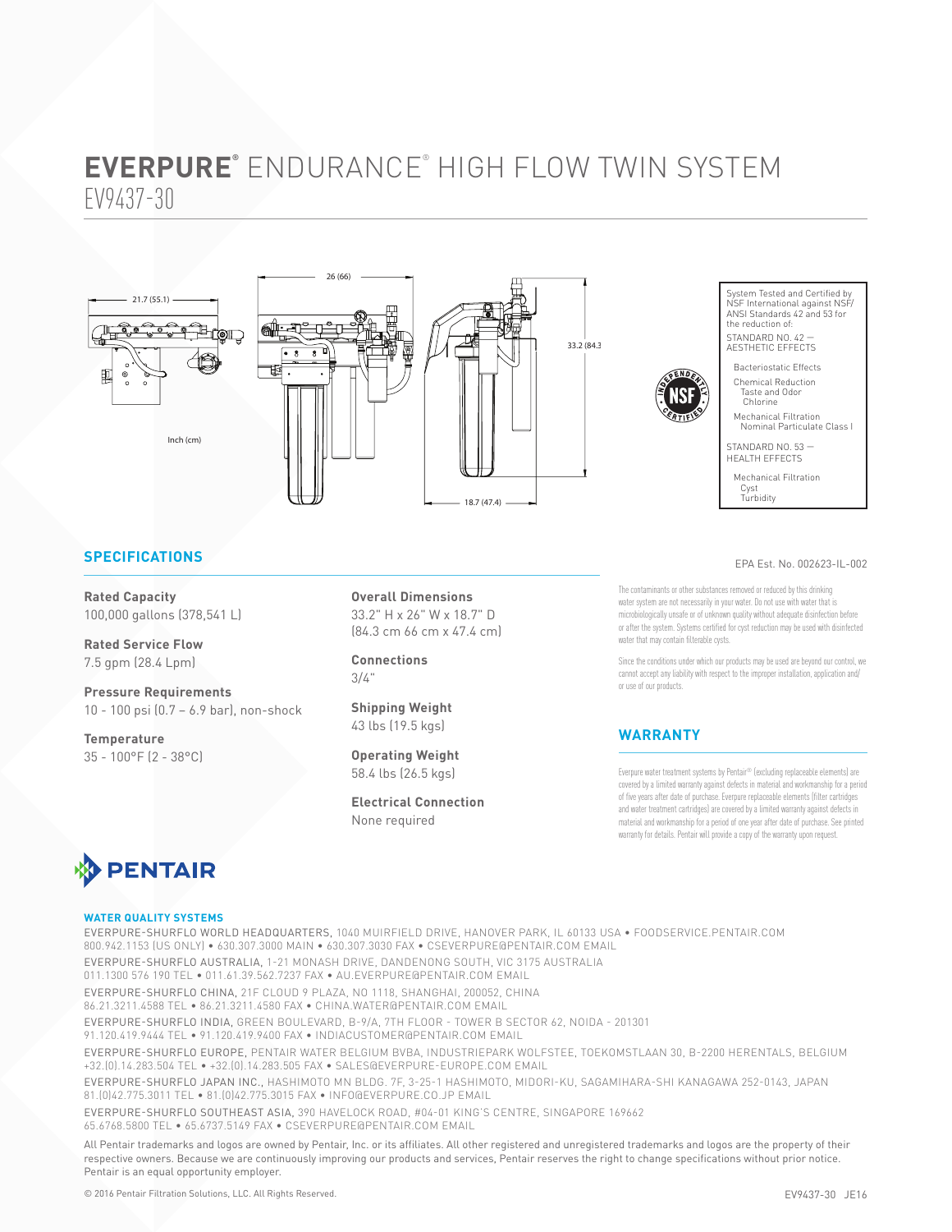# EVERPURE® ENDURANCE® HIGH FLOW TWIN SYSTEM

EV9437-30

21.7 (55.1)

26 (66)

33.2 (84.3

18.7 (47.4)

Inch (cm)

System Tested and Certified by NSF International against NSF/ANSI Standards 42 and 53 for the reduction of:

STANDARD NO. 42 — AESTHETIC EFFECTS

- Bacteriostatic Effects
- Chemical Reduction
  - Taste and Odor
  - Chlorine
- Mechanical Filtration
  - Nominal Particulate Class I

STANDARD NO. 53 — HEALTH EFFECTS

- Mechanical Filtration
  - Cyst
  - Turbidity

INDEPENDENTLY NSF CERTIFIED

## SPECIFICATIONS

**Rated Capacity**
100,000 gallons (378,541 L)

**Rated Service Flow**
7.5 gpm (28.4 Lpm)

**Pressure Requirements**
10 - 100 psi (0.7 – 6.9 bar), non-shock

**Temperature**
35 - 100°F (2 - 38°C)

**Overall Dimensions**
33.2" H x 26" W x 18.7" D
(84.3 cm 66 cm x 47.4 cm)

**Connections**
3/4"

**Shipping Weight**
43 lbs (19.5 kgs)

**Operating Weight**
58.4 lbs (26.5 kgs)

**Electrical Connection**
None required

EPA Est. No. 002623-IL-002

The contaminants or other substances removed or reduced by this drinking water system are not necessarily in your water. Do not use with water that is microbiologically unsafe or of unknown quality without adequate disinfection before or after the system. Systems certified for cyst reduction may be used with disinfected water that may contain filterable cysts.

Since the conditions under which our products may be used are beyond our control, we cannot accept any liability with respect to the improper installation, application and/or use of our products.

## WARRANTY

Everpure water treatment systems by Pentair® (excluding replaceable elements) are covered by a limited warranty against defects in material and workmanship for a period of five years after date of purchase. Everpure replaceable elements (filter cartridges and water treatment cartridges) are covered by a limited warranty against defects in material and workmanship for a period of one year after date of purchase. See printed warranty for details. Pentair will provide a copy of the warranty upon request.

PENTAIR

**WATER QUALITY SYSTEMS**

EVERPURE-SHURFLO WORLD HEADQUARTERS, 1040 MUIRFIELD DRIVE, HANOVER PARK, IL 60133 USA • FOODSERVICE.PENTAIR.COM
800.942.1153 (US ONLY) • 630.307.3000 MAIN • 630.307.3030 FAX • CSEVERPURE@PENTAIR.COM EMAIL

EVERPURE-SHURFLO AUSTRALIA, 1-21 MONASH DRIVE, DANDENONG SOUTH, VIC 3175 AUSTRALIA
011.1300 576 190 TEL • 011.61.39.562.7237 FAX • AU.EVERPURE@PENTAIR.COM EMAIL

EVERPURE-SHURFLO CHINA, 21F CLOUD 9 PLAZA, NO 1118, SHANGHAI, 200052, CHINA
86.21.3211.4588 TEL • 86.21.3211.4580 FAX • CHINA.WATER@PENTAIR.COM EMAIL

EVERPURE-SHURFLO INDIA, GREEN BOULEVARD, B-9/A, 7TH FLOOR - TOWER B SECTOR 62, NOIDA - 201301
91.120.419.9444 TEL • 91.120.419.9400 FAX • INDIACUSTOMER@PENTAIR.COM EMAIL

EVERPURE-SHURFLO EUROPE, PENTAIR WATER BELGIUM BVBA, INDUSTRIEPARK WOLFSTEE, TOEKOMSTLAAN 30, B-2200 HERENTALS, BELGIUM
+32.(0).14.283.504 TEL • +32.(0).14.283.505 FAX • SALES@EVERPURE-EUROPE.COM EMAIL

EVERPURE-SHURFLO JAPAN INC., HASHIMOTO MN BLDG. 7F, 3-25-1 HASHIMOTO, MIDORI-KU, SAGAMIHARA-SHI KANAGAWA 252-0143, JAPAN
81.(0)42.775.3011 TEL • 81.(0)42.775.3015 FAX • INFO@EVERPURE.CO.JP EMAIL

EVERPURE-SHURFLO SOUTHEAST ASIA, 390 HAVELOCK ROAD, #04-01 KING'S CENTRE, SINGAPORE 169662
65.6768.5800 TEL • 65.6737.5149 FAX • CSEVERPURE@PENTAIR.COM EMAIL

All Pentair trademarks and logos are owned by Pentair, Inc. or its affiliates. All other registered and unregistered trademarks and logos are the property of their respective owners. Because we are continuously improving our products and services, Pentair reserves the right to change specifications without prior notice. Pentair is an equal opportunity employer.

© 2016 Pentair Filtration Solutions, LLC. All Rights Reserved.

EV9437-30 JE16